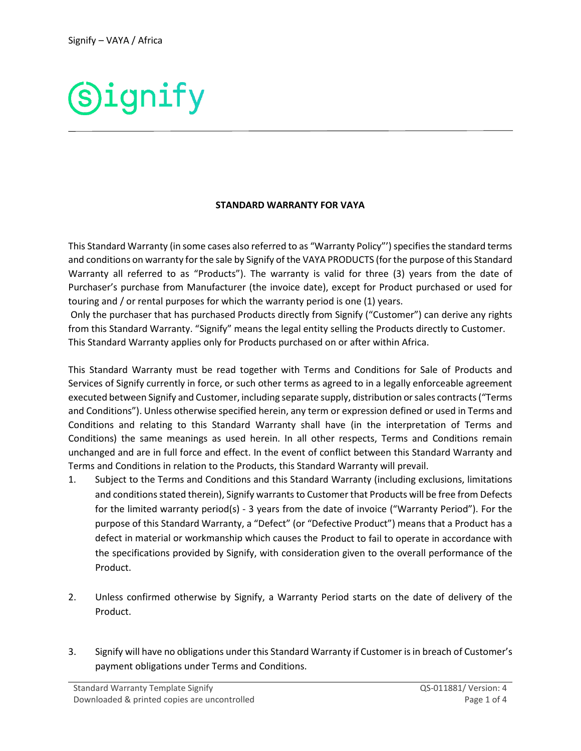# STANDARD WARRANTY FOR VAYA

This Standard Warranty (in some cases also referred to as "Warranty Policy"') specifies the standard terms and conditions on warranty for the sale by Signify of the VAYA PRODUCTS (for the purpose of this Standard Warranty all referred to as "Products"). The warranty is valid for three (3) years from the date of Purchaser's purchase from Manufacturer (the invoice date), except for Product purchased or used for touring and / or rental purposes for which the warranty period is one (1) years.

Only the purchaser that has purchased Products directly from Signify ("Customer") can derive any rights from this Standard Warranty. "Signify" means the legal entity selling the Products directly to Customer. This Standard Warranty applies only for Products purchased on or after within Africa.

This Standard Warranty must be read together with Terms and Conditions for Sale of Products and Services of Signify currently in force, or such other terms as agreed to in a legally enforceable agreement executed between Signify and Customer, including separate supply, distribution or sales contracts ("Terms and Conditions"). Unless otherwise specified herein, any term or expression defined or used in Terms and Conditions and relating to this Standard Warranty shall have (in the interpretation of Terms and Conditions) the same meanings as used herein. In all other respects, Terms and Conditions remain unchanged and are in full force and effect. In the event of conflict between this Standard Warranty and Terms and Conditions in relation to the Products, this Standard Warranty will prevail.

1. Subject to the Terms and Conditions and this Standard Warranty (including exclusions, limitations and conditions stated therein), Signify warrants to Customer that Products will be free from Defects for the limited warranty period(s) - 3 years from the date of invoice ("Warranty Period"). For the purpose of this Standard Warranty, a "Defect" (or "Defective Product") means that a Product has a defect in material or workmanship which causes the Product to fail to operate in accordance with the specifications provided by Signify, with consideration given to the overall performance of the Product.

2. Unless confirmed otherwise by Signify, a Warranty Period starts on the date of delivery of the Product.

3. Signify will have no obligations under this Standard Warranty if Customer is in breach of Customer's payment obligations under Terms and Conditions.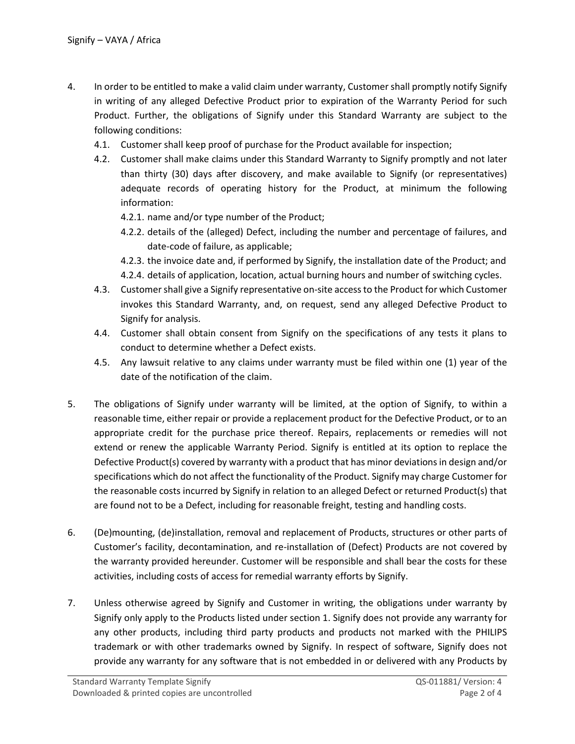4. In order to be entitled to make a valid claim under warranty, Customer shall promptly notify Signify in writing of any alleged Defective Product prior to expiration of the Warranty Period for such Product. Further, the obligations of Signify under this Standard Warranty are subject to the following conditions:
   - 4.1. Customer shall keep proof of purchase for the Product available for inspection;
   - 4.2. Customer shall make claims under this Standard Warranty to Signify promptly and not later than thirty (30) days after discovery, and make available to Signify (or representatives) adequate records of operating history for the Product, at minimum the following information:
     - 4.2.1. name and/or type number of the Product;
     - 4.2.2. details of the (alleged) Defect, including the number and percentage of failures, and date-code of failure, as applicable;
     - 4.2.3. the invoice date and, if performed by Signify, the installation date of the Product; and
     - 4.2.4. details of application, location, actual burning hours and number of switching cycles.
   - 4.3. Customer shall give a Signify representative on-site access to the Product for which Customer invokes this Standard Warranty, and, on request, send any alleged Defective Product to Signify for analysis.
   - 4.4. Customer shall obtain consent from Signify on the specifications of any tests it plans to conduct to determine whether a Defect exists.
   - 4.5. Any lawsuit relative to any claims under warranty must be filed within one (1) year of the date of the notification of the claim.

5. The obligations of Signify under warranty will be limited, at the option of Signify, to within a reasonable time, either repair or provide a replacement product for the Defective Product, or to an appropriate credit for the purchase price thereof. Repairs, replacements or remedies will not extend or renew the applicable Warranty Period. Signify is entitled at its option to replace the Defective Product(s) covered by warranty with a product that has minor deviations in design and/or specifications which do not affect the functionality of the Product. Signify may charge Customer for the reasonable costs incurred by Signify in relation to an alleged Defect or returned Product(s) that are found not to be a Defect, including for reasonable freight, testing and handling costs.

6. (De)mounting, (de)installation, removal and replacement of Products, structures or other parts of Customer's facility, decontamination, and re-installation of (Defect) Products are not covered by the warranty provided hereunder. Customer will be responsible and shall bear the costs for these activities, including costs of access for remedial warranty efforts by Signify.

7. Unless otherwise agreed by Signify and Customer in writing, the obligations under warranty by Signify only apply to the Products listed under section 1. Signify does not provide any warranty for any other products, including third party products and products not marked with the PHILIPS trademark or with other trademarks owned by Signify. In respect of software, Signify does not provide any warranty for any software that is not embedded in or delivered with any Products by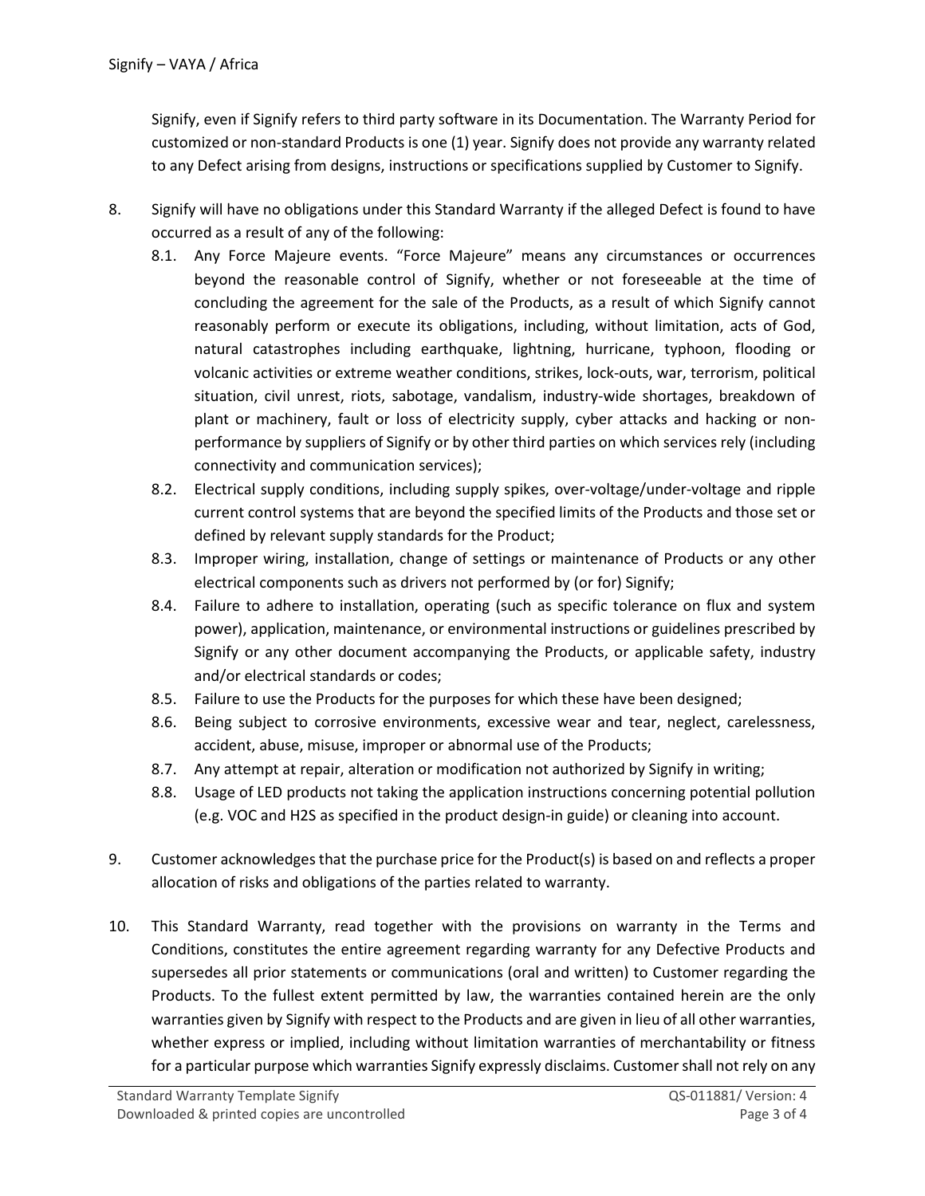Signify, even if Signify refers to third party software in its Documentation. The Warranty Period for customized or non-standard Products is one (1) year. Signify does not provide any warranty related to any Defect arising from designs, instructions or specifications supplied by Customer to Signify.

8. Signify will have no obligations under this Standard Warranty if the alleged Defect is found to have occurred as a result of any of the following:
   8.1. Any Force Majeure events. "Force Majeure" means any circumstances or occurrences beyond the reasonable control of Signify, whether or not foreseeable at the time of concluding the agreement for the sale of the Products, as a result of which Signify cannot reasonably perform or execute its obligations, including, without limitation, acts of God, natural catastrophes including earthquake, lightning, hurricane, typhoon, flooding or volcanic activities or extreme weather conditions, strikes, lock-outs, war, terrorism, political situation, civil unrest, riots, sabotage, vandalism, industry-wide shortages, breakdown of plant or machinery, fault or loss of electricity supply, cyber attacks and hacking or non-performance by suppliers of Signify or by other third parties on which services rely (including connectivity and communication services);
   8.2. Electrical supply conditions, including supply spikes, over-voltage/under-voltage and ripple current control systems that are beyond the specified limits of the Products and those set or defined by relevant supply standards for the Product;
   8.3. Improper wiring, installation, change of settings or maintenance of Products or any other electrical components such as drivers not performed by (or for) Signify;
   8.4. Failure to adhere to installation, operating (such as specific tolerance on flux and system power), application, maintenance, or environmental instructions or guidelines prescribed by Signify or any other document accompanying the Products, or applicable safety, industry and/or electrical standards or codes;
   8.5. Failure to use the Products for the purposes for which these have been designed;
   8.6. Being subject to corrosive environments, excessive wear and tear, neglect, carelessness, accident, abuse, misuse, improper or abnormal use of the Products;
   8.7. Any attempt at repair, alteration or modification not authorized by Signify in writing;
   8.8. Usage of LED products not taking the application instructions concerning potential pollution (e.g. VOC and $H_2S$ as specified in the product design-in guide) or cleaning into account.

9. Customer acknowledges that the purchase price for the Product(s) is based on and reflects a proper allocation of risks and obligations of the parties related to warranty.

10. This Standard Warranty, read together with the provisions on warranty in the Terms and Conditions, constitutes the entire agreement regarding warranty for any Defective Products and supersedes all prior statements or communications (oral and written) to Customer regarding the Products. To the fullest extent permitted by law, the warranties contained herein are the only warranties given by Signify with respect to the Products and are given in lieu of all other warranties, whether express or implied, including without limitation warranties of merchantability or fitness for a particular purpose which warranties Signify expressly disclaims. Customer shall not rely on any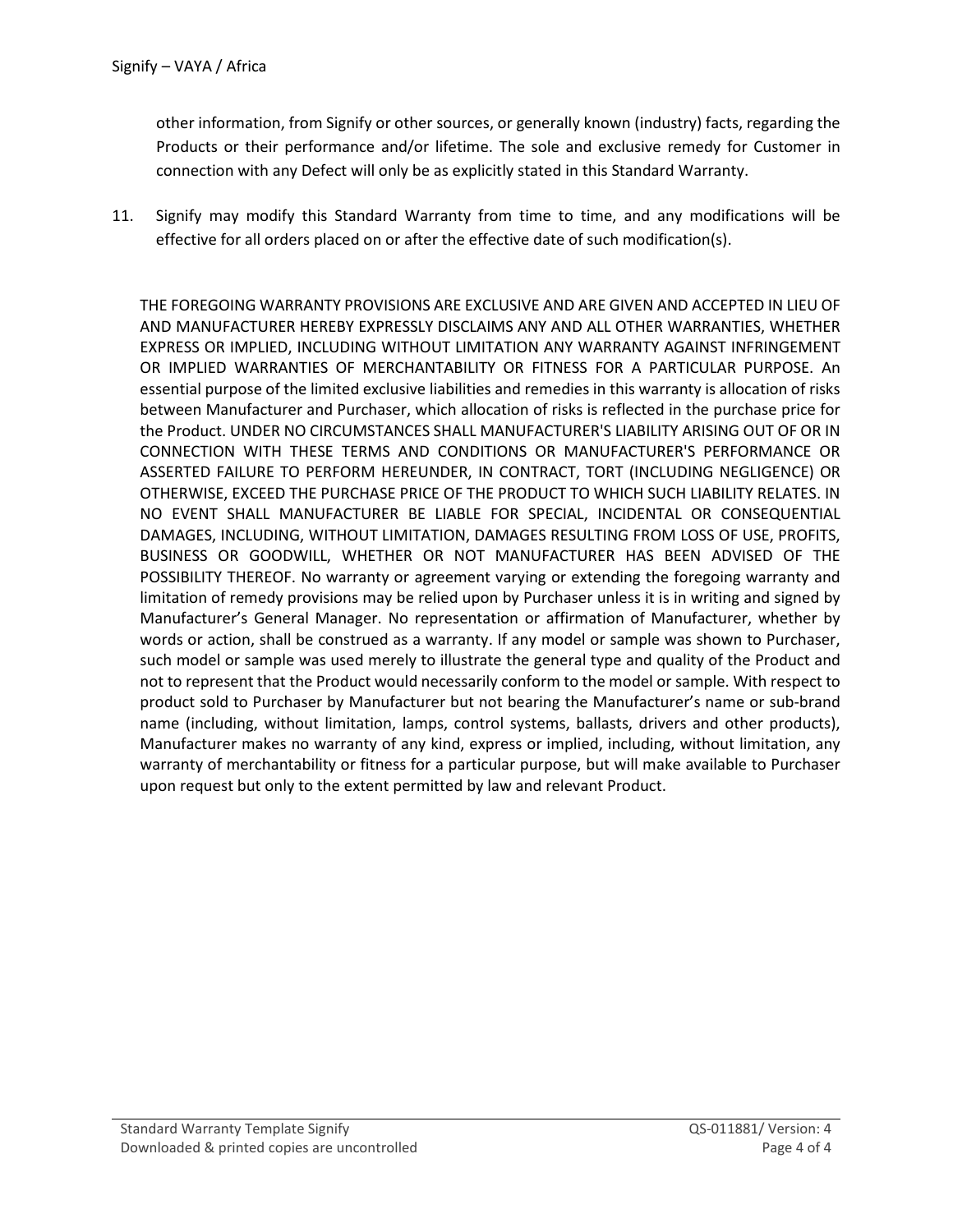other information, from Signify or other sources, or generally known (industry) facts, regarding the Products or their performance and/or lifetime. The sole and exclusive remedy for Customer in connection with any Defect will only be as explicitly stated in this Standard Warranty.

11. Signify may modify this Standard Warranty from time to time, and any modifications will be effective for all orders placed on or after the effective date of such modification(s).

THE FOREGOING WARRANTY PROVISIONS ARE EXCLUSIVE AND ARE GIVEN AND ACCEPTED IN LIEU OF AND MANUFACTURER HEREBY EXPRESSLY DISCLAIMS ANY AND ALL OTHER WARRANTIES, WHETHER EXPRESS OR IMPLIED, INCLUDING WITHOUT LIMITATION ANY WARRANTY AGAINST INFRINGEMENT OR IMPLIED WARRANTIES OF MERCHANTABILITY OR FITNESS FOR A PARTICULAR PURPOSE. An essential purpose of the limited exclusive liabilities and remedies in this warranty is allocation of risks between Manufacturer and Purchaser, which allocation of risks is reflected in the purchase price for the Product. UNDER NO CIRCUMSTANCES SHALL MANUFACTURER'S LIABILITY ARISING OUT OF OR IN CONNECTION WITH THESE TERMS AND CONDITIONS OR MANUFACTURER'S PERFORMANCE OR ASSERTED FAILURE TO PERFORM HEREUNDER, IN CONTRACT, TORT (INCLUDING NEGLIGENCE) OR OTHERWISE, EXCEED THE PURCHASE PRICE OF THE PRODUCT TO WHICH SUCH LIABILITY RELATES. IN NO EVENT SHALL MANUFACTURER BE LIABLE FOR SPECIAL, INCIDENTAL OR CONSEQUENTIAL DAMAGES, INCLUDING, WITHOUT LIMITATION, DAMAGES RESULTING FROM LOSS OF USE, PROFITS, BUSINESS OR GOODWILL, WHETHER OR NOT MANUFACTURER HAS BEEN ADVISED OF THE POSSIBILITY THEREOF. No warranty or agreement varying or extending the foregoing warranty and limitation of remedy provisions may be relied upon by Purchaser unless it is in writing and signed by Manufacturer's General Manager. No representation or affirmation of Manufacturer, whether by words or action, shall be construed as a warranty. If any model or sample was shown to Purchaser, such model or sample was used merely to illustrate the general type and quality of the Product and not to represent that the Product would necessarily conform to the model or sample. With respect to product sold to Purchaser by Manufacturer but not bearing the Manufacturer's name or sub-brand name (including, without limitation, lamps, control systems, ballasts, drivers and other products), Manufacturer makes no warranty of any kind, express or implied, including, without limitation, any warranty of merchantability or fitness for a particular purpose, but will make available to Purchaser upon request but only to the extent permitted by law and relevant Product.